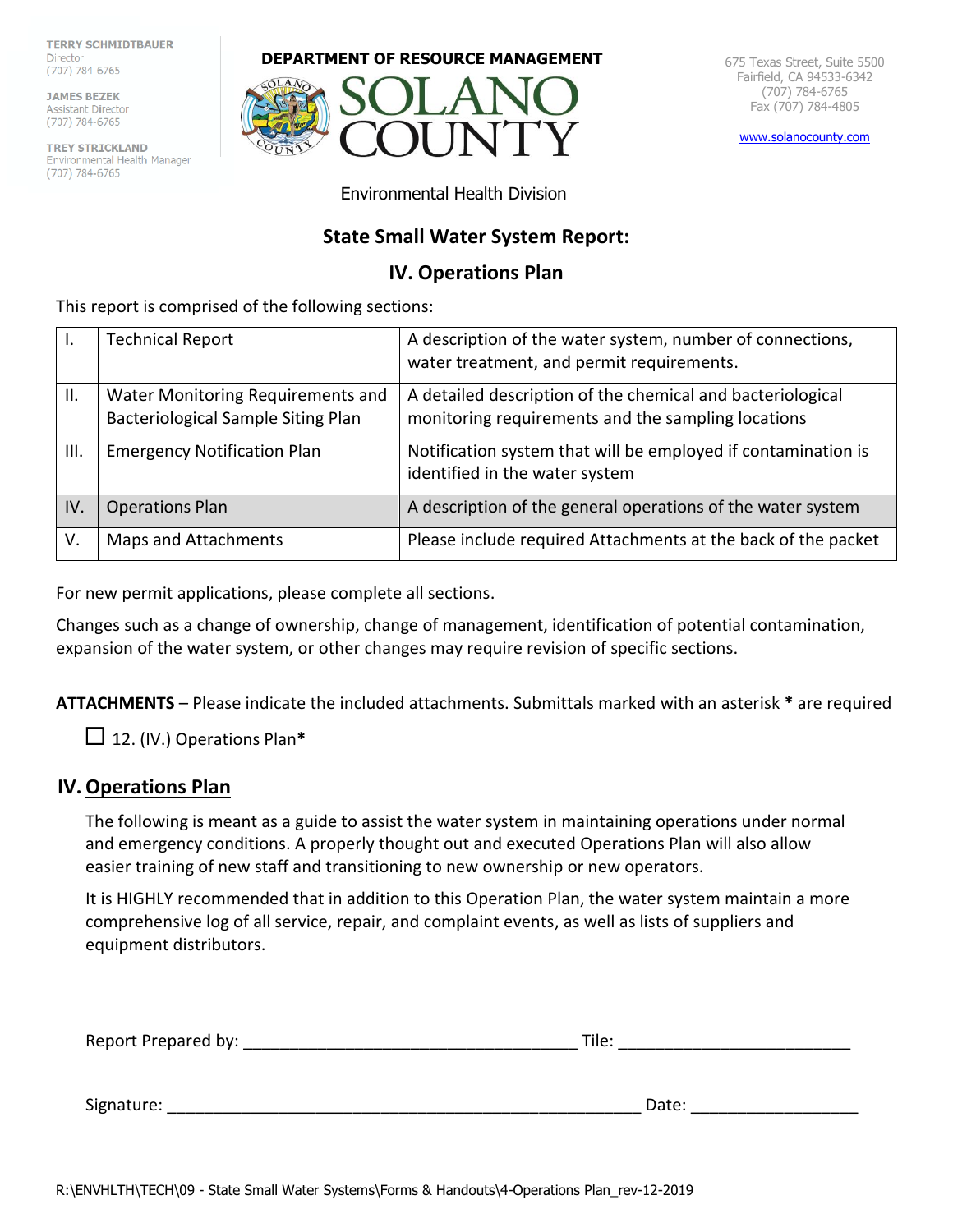TERRY SCHMIDTBAUER
Director
(707) 784-6765

JAMES BEZEK
Assistant Director
(707) 784-6765

TREY STRICKLAND
Environmental Health Manager
(707) 784-6765

**DEPARTMENT OF RESOURCE MANAGEMENT**

SOLANO COUNTY

675 Texas Street, Suite 5500
Fairfield, CA 94533-6342
(707) 784-6765
Fax (707) 784-4805

www.solanocounty.com

Environmental Health Division

## State Small Water System Report:

## IV. Operations Plan

This report is comprised of the following sections:

| | | |
|---|---|---|
| I. | Technical Report | A description of the water system, number of connections, water treatment, and permit requirements. |
| II. | Water Monitoring Requirements and Bacteriological Sample Siting Plan | A detailed description of the chemical and bacteriological monitoring requirements and the sampling locations |
| III. | Emergency Notification Plan | Notification system that will be employed if contamination is identified in the water system |
| IV. | Operations Plan | A description of the general operations of the water system |
| V. | Maps and Attachments | Please include required Attachments at the back of the packet |

For new permit applications, please complete all sections.

Changes such as a change of ownership, change of management, identification of potential contamination, expansion of the water system, or other changes may require revision of specific sections.

**ATTACHMENTS** – Please indicate the included attachments. Submittals marked with an asterisk **\*** are required

☐ 12. (IV.) Operations Plan**\***

## IV. Operations Plan

The following is meant as a guide to assist the water system in maintaining operations under normal and emergency conditions. A properly thought out and executed Operations Plan will also allow easier training of new staff and transitioning to new ownership or new operators.

It is HIGHLY recommended that in addition to this Operation Plan, the water system maintain a more comprehensive log of all service, repair, and complaint events, as well as lists of suppliers and equipment distributors.

Report Prepared by: ___________________________________ Tile: ________________________

Signature: ___________________________________________________ Date: __________________

R:\ENVHLTH\TECH\09 - State Small Water Systems\Forms & Handouts\4-Operations Plan_rev-12-2019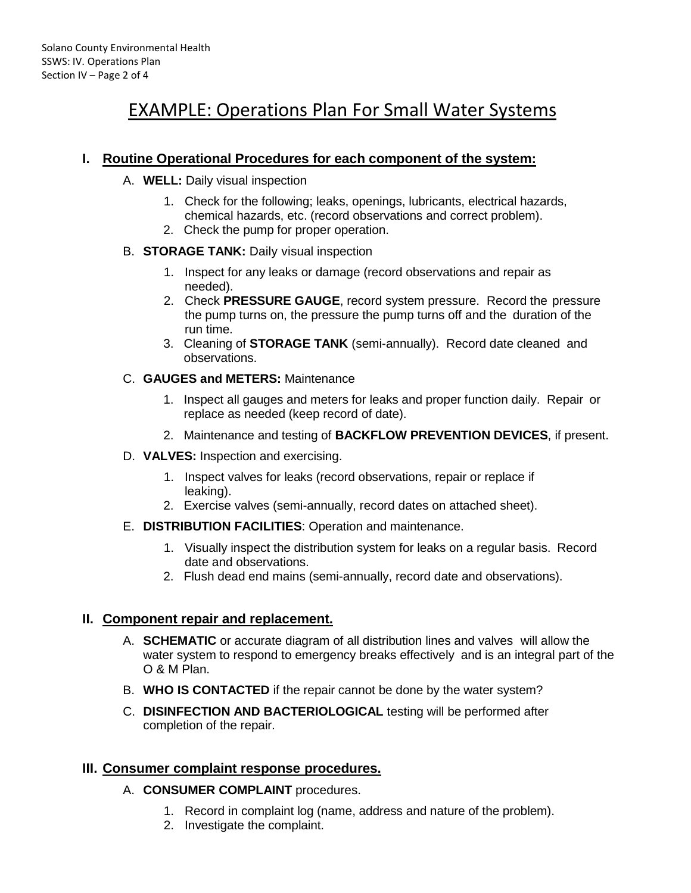# EXAMPLE: Operations Plan For Small Water Systems

## I. Routine Operational Procedures for each component of the system:

A. **WELL:** Daily visual inspection

1. Check for the following; leaks, openings, lubricants, electrical hazards, chemical hazards, etc. (record observations and correct problem).
2. Check the pump for proper operation.

B. **STORAGE TANK:** Daily visual inspection

1. Inspect for any leaks or damage (record observations and repair as needed).
2. Check **PRESSURE GAUGE**, record system pressure. Record the pressure the pump turns on, the pressure the pump turns off and the duration of the run time.
3. Cleaning of **STORAGE TANK** (semi-annually). Record date cleaned and observations.

C. **GAUGES and METERS:** Maintenance

1. Inspect all gauges and meters for leaks and proper function daily. Repair or replace as needed (keep record of date).
2. Maintenance and testing of **BACKFLOW PREVENTION DEVICES**, if present.

D. **VALVES:** Inspection and exercising.

1. Inspect valves for leaks (record observations, repair or replace if leaking).
2. Exercise valves (semi-annually, record dates on attached sheet).

E. **DISTRIBUTION FACILITIES**: Operation and maintenance.

1. Visually inspect the distribution system for leaks on a regular basis. Record date and observations.
2. Flush dead end mains (semi-annually, record date and observations).

## II. Component repair and replacement.

A. **SCHEMATIC** or accurate diagram of all distribution lines and valves will allow the water system to respond to emergency breaks effectively and is an integral part of the O & M Plan.

B. **WHO IS CONTACTED** if the repair cannot be done by the water system?

C. **DISINFECTION AND BACTERIOLOGICAL** testing will be performed after completion of the repair.

## III. Consumer complaint response procedures.

A. **CONSUMER COMPLAINT** procedures.

1. Record in complaint log (name, address and nature of the problem).
2. Investigate the complaint.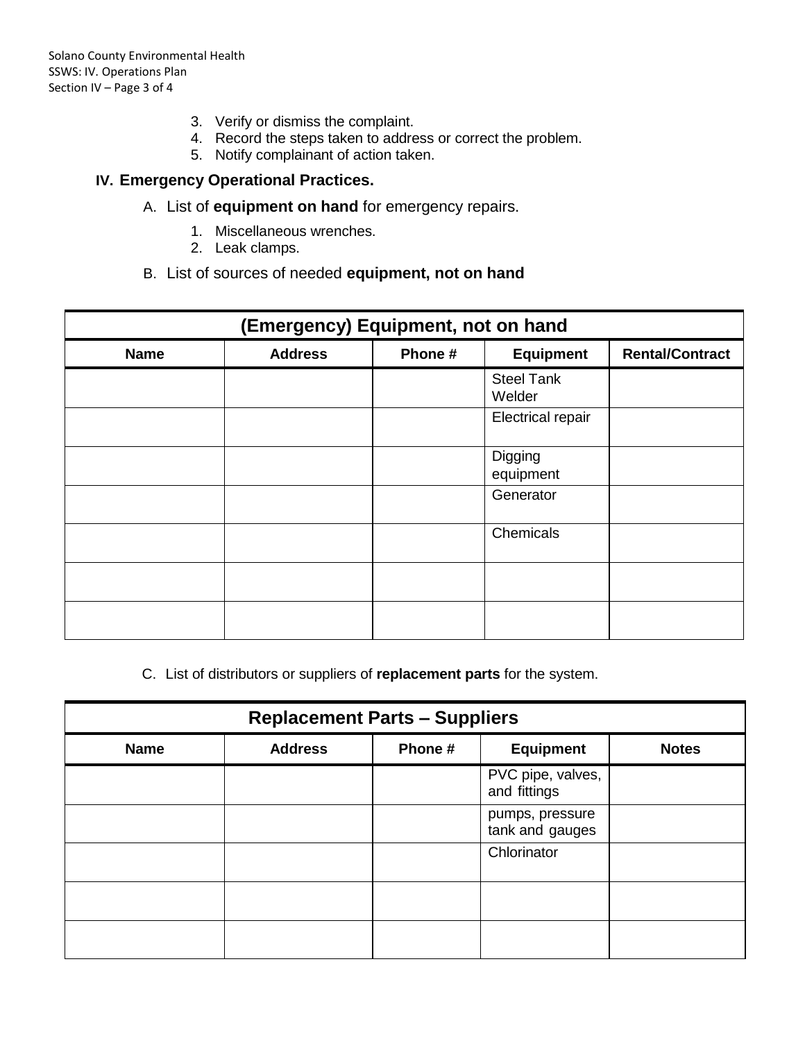3. Verify or dismiss the complaint.
4. Record the steps taken to address or correct the problem.
5. Notify complainant of action taken.

## IV. Emergency Operational Practices.

A. List of **equipment on hand** for emergency repairs.

1. Miscellaneous wrenches.
2. Leak clamps.

B. List of sources of needed **equipment, not on hand**

| (Emergency) Equipment, not on hand | | | | |
|---|---|---|---|---|
| **Name** | **Address** | **Phone #** | **Equipment** | **Rental/Contract** |
| | | | Steel Tank Welder | |
| | | | Electrical repair | |
| | | | Digging equipment | |
| | | | Generator | |
| | | | Chemicals | |
| | | | | |
| | | | | |

C. List of distributors or suppliers of **replacement parts** for the system.

| Replacement Parts – Suppliers | | | | |
|---|---|---|---|---|
| **Name** | **Address** | **Phone #** | **Equipment** | **Notes** |
| | | | PVC pipe, valves, and fittings | |
| | | | pumps, pressure tank and gauges | |
| | | | Chlorinator | |
| | | | | |
| | | | | |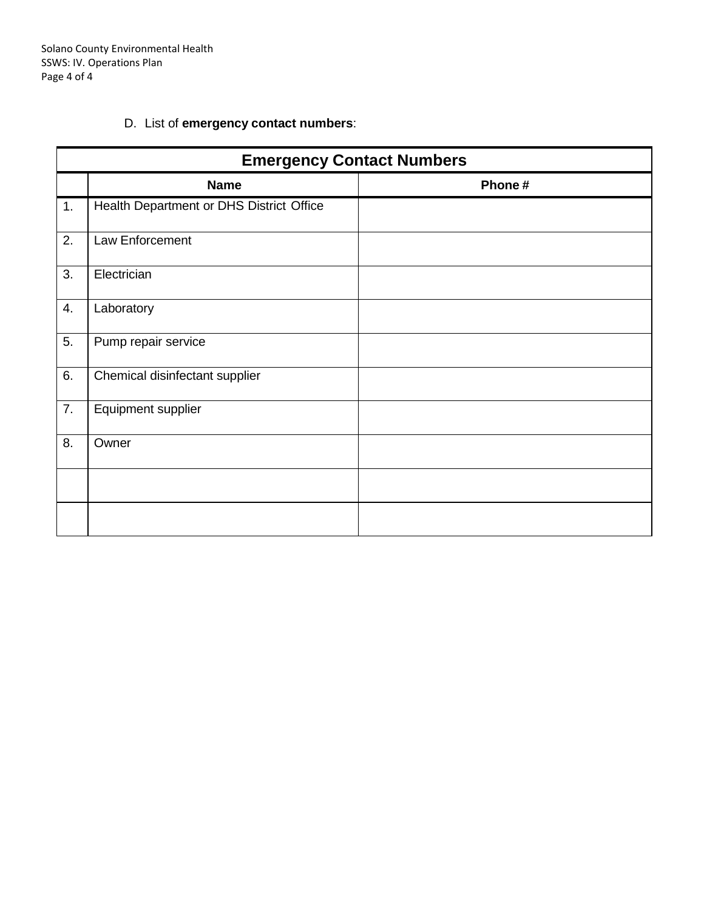D. List of **emergency contact numbers**:

| Emergency Contact Numbers | | |
|---|---|---|
| | **Name** | **Phone #** |
| 1. | Health Department or DHS District Office | |
| 2. | Law Enforcement | |
| 3. | Electrician | |
| 4. | Laboratory | |
| 5. | Pump repair service | |
| 6. | Chemical disinfectant supplier | |
| 7. | Equipment supplier | |
| 8. | Owner | |
| | | |
| | | |